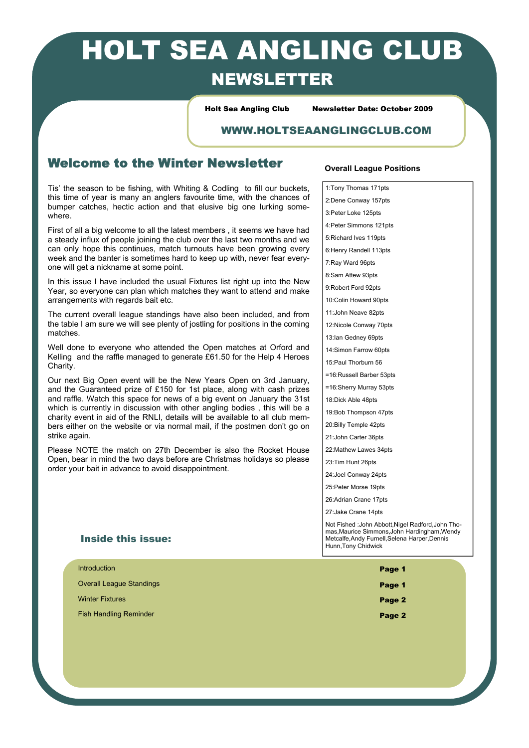# HOLT SEA ANGLING CLUB

## NEWSLETTER

**Holt Sea Angling Club** **Newsletter Date: October 2009**

**WWW.HOLTSEAANGLINGCLUB.COM**

## Welcome to the Winter Newsletter

Tis' the season to be fishing, with Whiting & Codling to fill our buckets, this time of year is many an anglers favourite time, with the chances of bumper catches, hectic action and that elusive big one lurking somewhere.

First of all a big welcome to all the latest members , it seems we have had a steady influx of people joining the club over the last two months and we can only hope this continues, match turnouts have been growing every week and the banter is sometimes hard to keep up with, never fear everyone will get a nickname at some point.

In this issue I have included the usual Fixtures list right up into the New Year, so everyone can plan which matches they want to attend and make arrangements with regards bait etc.

The current overall league standings have also been included, and from the table I am sure we will see plenty of jostling for positions in the coming matches.

Well done to everyone who attended the Open matches at Orford and Kelling and the raffle managed to generate £61.50 for the Help 4 Heroes Charity.

Our next Big Open event will be the New Years Open on 3rd January, and the Guaranteed prize of £150 for 1st place, along with cash prizes and raffle. Watch this space for news of a big event on January the 31st which is currently in discussion with other angling bodies , this will be a charity event in aid of the RNLI, details will be available to all club members either on the website or via normal mail, if the postmen don't go on strike again.

Please NOTE the match on 27th December is also the Rocket House Open, bear in mind the two days before are Christmas holidays so please order your bait in advance to avoid disappointment.

### Overall League Positions

| |
|---|
| 1:Tony Thomas 171pts |
| 2:Dene Conway 157pts |
| 3:Peter Loke 125pts |
| 4:Peter Simmons 121pts |
| 5:Richard Ives 119pts |
| 6:Henry Randell 113pts |
| 7:Ray Ward 96pts |
| 8:Sam Attew 93pts |
| 9:Robert Ford 92pts |
| 10:Colin Howard 90pts |
| 11:John Neave 82pts |
| 12:Nicole Conway 70pts |
| 13:Ian Gedney 69pts |
| 14:Simon Farrow 60pts |
| 15:Paul Thorburn 56 |
| =16:Russell Barber 53pts |
| =16:Sherry Murray 53pts |
| 18:Dick Able 48pts |
| 19:Bob Thompson 47pts |
| 20:Billy Temple 42pts |
| 21:John Carter 36pts |
| 22:Mathew Lawes 34pts |
| 23:Tim Hunt 26pts |
| 24:Joel Conway 24pts |
| 25:Peter Morse 19pts |
| 26:Adrian Crane 17pts |
| 27:Jake Crane 14pts |
| Not Fished :John Abbott,Nigel Radford,John Thomas,Maurice Simmons,John Hardingham,Wendy Metcalfe,Andy Furnell,Selena Harper,Dennis Hunn,Tony Chidwick |

### Inside this issue:

| | |
|---|---|
| Introduction | **Page 1** |
| Overall League Standings | **Page 1** |
| Winter Fixtures | **Page 2** |
| Fish Handling Reminder | **Page 2** |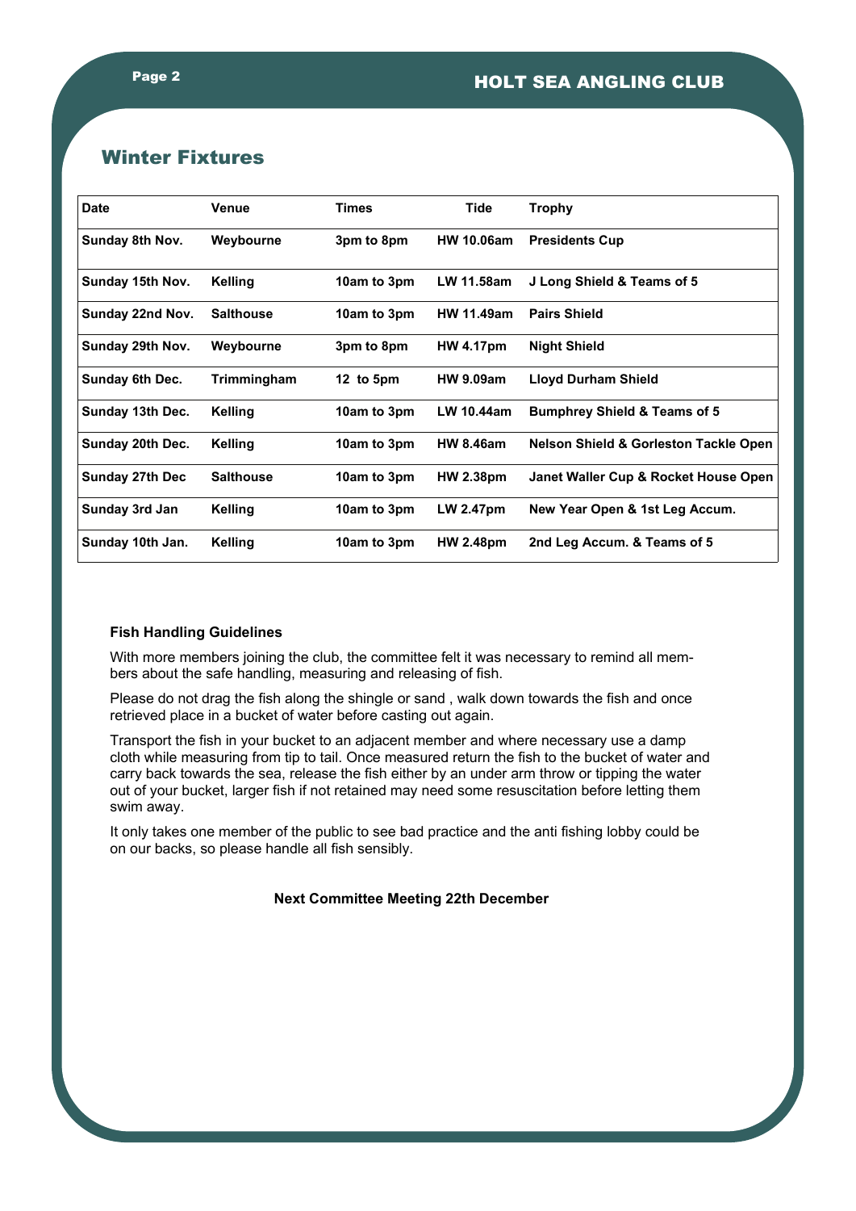## Winter Fixtures

| Date | Venue | Times | Tide | Trophy |
|---|---|---|---|---|
| Sunday 8th Nov. | Weybourne | 3pm to 8pm | HW 10.06am | Presidents Cup |
| Sunday 15th Nov. | Kelling | 10am to 3pm | LW 11.58am | J Long Shield & Teams of 5 |
| Sunday 22nd Nov. | Salthouse | 10am to 3pm | HW 11.49am | Pairs Shield |
| Sunday 29th Nov. | Weybourne | 3pm to 8pm | HW 4.17pm | Night Shield |
| Sunday 6th Dec. | Trimmingham | 12 to 5pm | HW 9.09am | Lloyd Durham Shield |
| Sunday 13th Dec. | Kelling | 10am to 3pm | LW 10.44am | Bumphrey Shield & Teams of 5 |
| Sunday 20th Dec. | Kelling | 10am to 3pm | HW 8.46am | Nelson Shield & Gorleston Tackle Open |
| Sunday 27th Dec | Salthouse | 10am to 3pm | HW 2.38pm | Janet Waller Cup & Rocket House Open |
| Sunday 3rd Jan | Kelling | 10am to 3pm | LW 2.47pm | New Year Open & 1st Leg Accum. |
| Sunday 10th Jan. | Kelling | 10am to 3pm | HW 2.48pm | 2nd Leg Accum. & Teams of 5 |

**Fish Handling Guidelines**

With more members joining the club, the committee felt it was necessary to remind all members about the safe handling, measuring and releasing of fish.

Please do not drag the fish along the shingle or sand , walk down towards the fish and once retrieved place in a bucket of water before casting out again.

Transport the fish in your bucket to an adjacent member and where necessary use a damp cloth while measuring from tip to tail. Once measured return the fish to the bucket of water and carry back towards the sea, release the fish either by an under arm throw or tipping the water out of your bucket, larger fish if not retained may need some resuscitation before letting them swim away.

It only takes one member of the public to see bad practice and the anti fishing lobby could be on our backs, so please handle all fish sensibly.

**Next Committee Meeting 22th December**